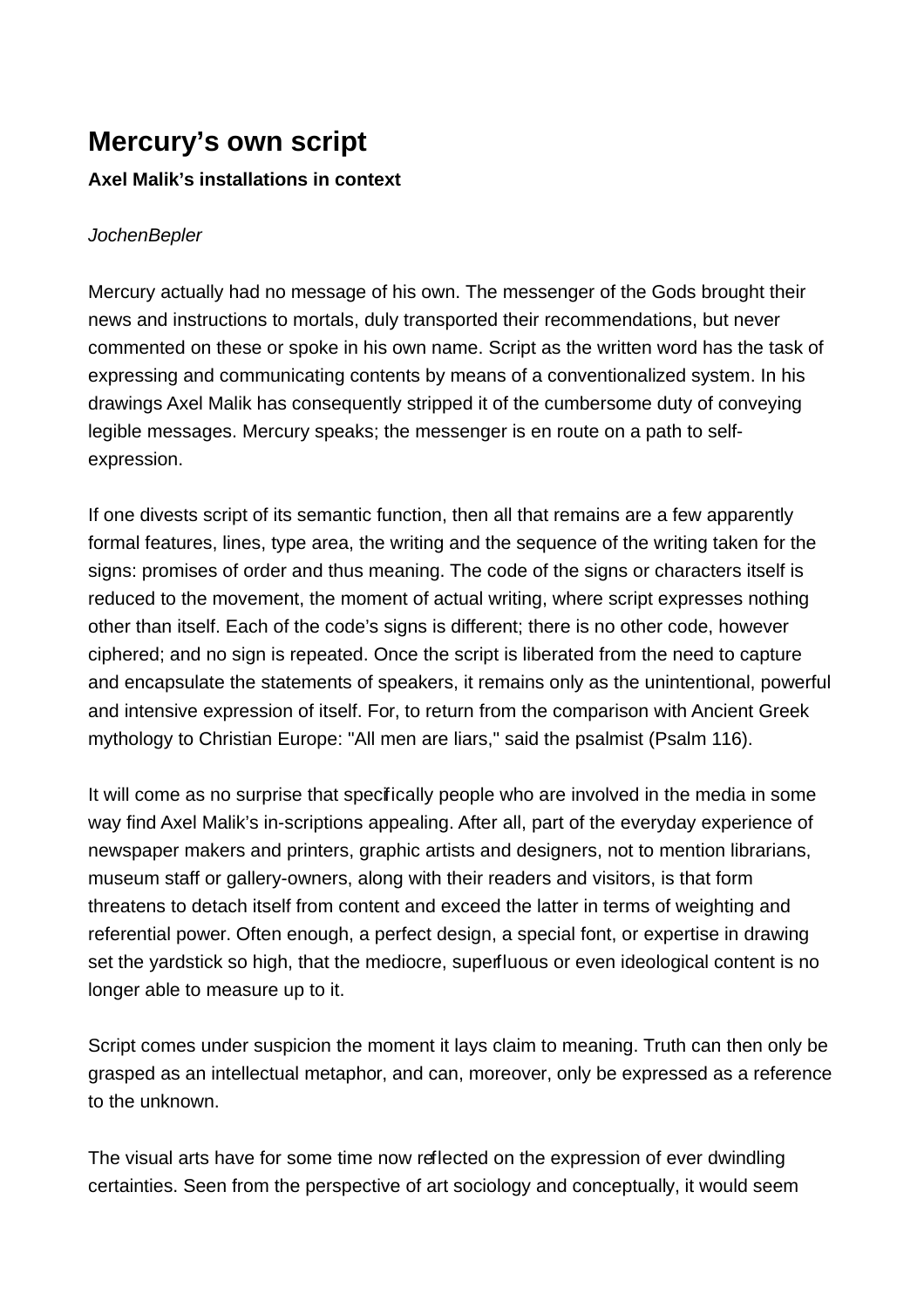# Mercury's own script

### Axel Malik's installations in context

*JochenBepler*

Mercury actually had no message of his own. The messenger of the Gods brought their news and instructions to mortals, duly transported their recommendations, but never commented on these or spoke in his own name. Script as the written word has the task of expressing and communicating contents by means of a conventionalized system. In his drawings Axel Malik has consequently stripped it of the cumbersome duty of conveying legible messages. Mercury speaks; the messenger is en route on a path to self-expression.

If one divests script of its semantic function, then all that remains are a few apparently formal features, lines, type area, the writing and the sequence of the writing taken for the signs: promises of order and thus meaning. The code of the signs or characters itself is reduced to the movement, the moment of actual writing, where script expresses nothing other than itself. Each of the code's signs is different; there is no other code, however ciphered; and no sign is repeated. Once the script is liberated from the need to capture and encapsulate the statements of speakers, it remains only as the unintentional, powerful and intensive expression of itself. For, to return from the comparison with Ancient Greek mythology to Christian Europe: "All men are liars," said the psalmist (Psalm 116).

It will come as no surprise that specifically people who are involved in the media in some way find Axel Malik's in-scriptions appealing. After all, part of the everyday experience of newspaper makers and printers, graphic artists and designers, not to mention librarians, museum staff or gallery-owners, along with their readers and visitors, is that form threatens to detach itself from content and exceed the latter in terms of weighting and referential power. Often enough, a perfect design, a special font, or expertise in drawing set the yardstick so high, that the mediocre, superfluous or even ideological content is no longer able to measure up to it.

Script comes under suspicion the moment it lays claim to meaning. Truth can then only be grasped as an intellectual metaphor, and can, moreover, only be expressed as a reference to the unknown.

The visual arts have for some time now reflected on the expression of ever dwindling certainties. Seen from the perspective of art sociology and conceptually, it would seem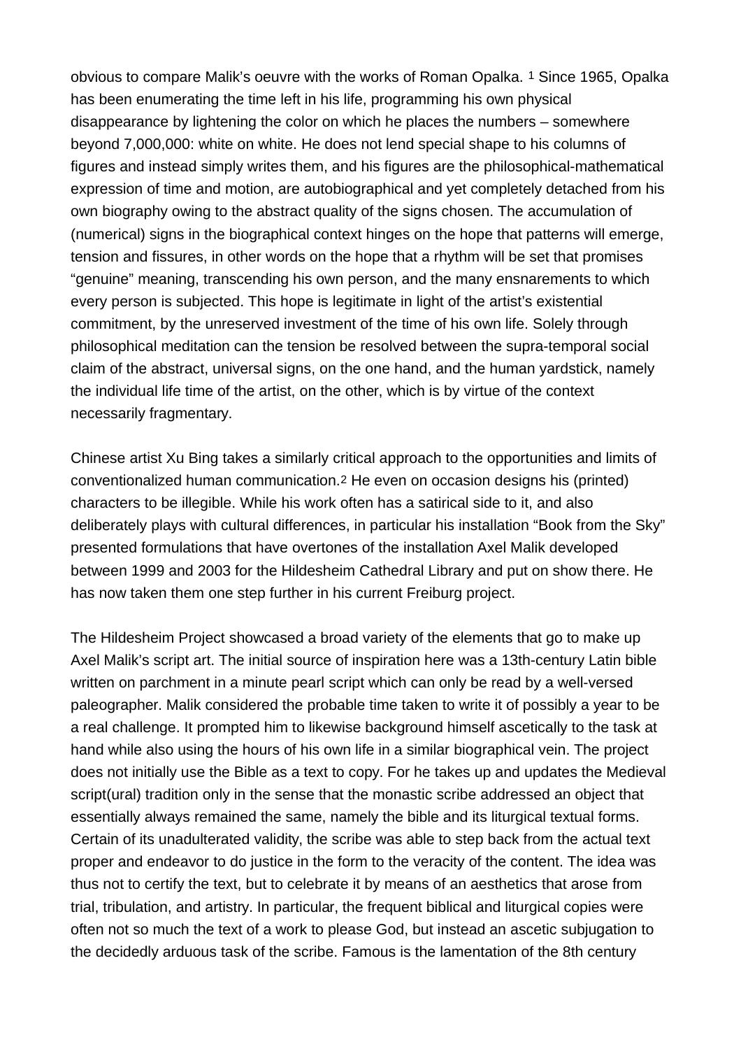obvious to compare Malik's oeuvre with the works of Roman Opalka. [1] Since 1965, Opalka has been enumerating the time left in his life, programming his own physical disappearance by lightening the color on which he places the numbers – somewhere beyond 7,000,000: white on white. He does not lend special shape to his columns of figures and instead simply writes them, and his figures are the philosophical-mathematical expression of time and motion, are autobiographical and yet completely detached from his own biography owing to the abstract quality of the signs chosen. The accumulation of (numerical) signs in the biographical context hinges on the hope that patterns will emerge, tension and fissures, in other words on the hope that a rhythm will be set that promises "genuine" meaning, transcending his own person, and the many ensnarements to which every person is subjected. This hope is legitimate in light of the artist's existential commitment, by the unreserved investment of the time of his own life. Solely through philosophical meditation can the tension be resolved between the supra-temporal social claim of the abstract, universal signs, on the one hand, and the human yardstick, namely the individual life time of the artist, on the other, which is by virtue of the context necessarily fragmentary.

Chinese artist Xu Bing takes a similarly critical approach to the opportunities and limits of conventionalized human communication.[2] He even on occasion designs his (printed) characters to be illegible. While his work often has a satirical side to it, and also deliberately plays with cultural differences, in particular his installation "Book from the Sky" presented formulations that have overtones of the installation Axel Malik developed between 1999 and 2003 for the Hildesheim Cathedral Library and put on show there. He has now taken them one step further in his current Freiburg project.

The Hildesheim Project showcased a broad variety of the elements that go to make up Axel Malik's script art. The initial source of inspiration here was a 13th-century Latin bible written on parchment in a minute pearl script which can only be read by a well-versed paleographer. Malik considered the probable time taken to write it of possibly a year to be a real challenge. It prompted him to likewise background himself ascetically to the task at hand while also using the hours of his own life in a similar biographical vein. The project does not initially use the Bible as a text to copy. For he takes up and updates the Medieval script(ural) tradition only in the sense that the monastic scribe addressed an object that essentially always remained the same, namely the bible and its liturgical textual forms. Certain of its unadulterated validity, the scribe was able to step back from the actual text proper and endeavor to do justice in the form to the veracity of the content. The idea was thus not to certify the text, but to celebrate it by means of an aesthetics that arose from trial, tribulation, and artistry. In particular, the frequent biblical and liturgical copies were often not so much the text of a work to please God, but instead an ascetic subjugation to the decidedly arduous task of the scribe. Famous is the lamentation of the 8th century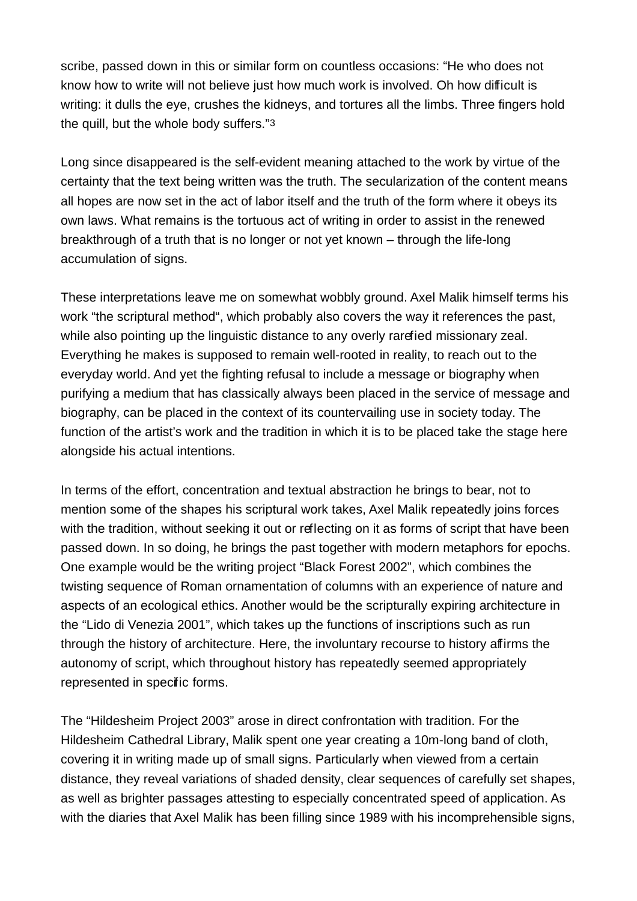scribe, passed down in this or similar form on countless occasions: “He who does not know how to write will not believe just how much work is involved. Oh how difficult is writing: it dulls the eye, crushes the kidneys, and tortures all the limbs. Three fingers hold the quill, but the whole body suffers.”[3]

Long since disappeared is the self-evident meaning attached to the work by virtue of the certainty that the text being written was the truth. The secularization of the content means all hopes are now set in the act of labor itself and the truth of the form where it obeys its own laws. What remains is the tortuous act of writing in order to assist in the renewed breakthrough of a truth that is no longer or not yet known – through the life-long accumulation of signs.

These interpretations leave me on somewhat wobbly ground. Axel Malik himself terms his work “the scriptural method“, which probably also covers the way it references the past, while also pointing up the linguistic distance to any overly rarefied missionary zeal. Everything he makes is supposed to remain well-rooted in reality, to reach out to the everyday world. And yet the fighting refusal to include a message or biography when purifying a medium that has classically always been placed in the service of message and biography, can be placed in the context of its countervailing use in society today. The function of the artist’s work and the tradition in which it is to be placed take the stage here alongside his actual intentions.

In terms of the effort, concentration and textual abstraction he brings to bear, not to mention some of the shapes his scriptural work takes, Axel Malik repeatedly joins forces with the tradition, without seeking it out or reflecting on it as forms of script that have been passed down. In so doing, he brings the past together with modern metaphors for epochs. One example would be the writing project “Black Forest 2002”, which combines the twisting sequence of Roman ornamentation of columns with an experience of nature and aspects of an ecological ethics. Another would be the scripturally expiring architecture in the “Lido di Venezia 2001”, which takes up the functions of inscriptions such as run through the history of architecture. Here, the involuntary recourse to history affirms the autonomy of script, which throughout history has repeatedly seemed appropriately represented in specific forms.

The “Hildesheim Project 2003” arose in direct confrontation with tradition. For the Hildesheim Cathedral Library, Malik spent one year creating a 10m-long band of cloth, covering it in writing made up of small signs. Particularly when viewed from a certain distance, they reveal variations of shaded density, clear sequences of carefully set shapes, as well as brighter passages attesting to especially concentrated speed of application. As with the diaries that Axel Malik has been filling since 1989 with his incomprehensible signs,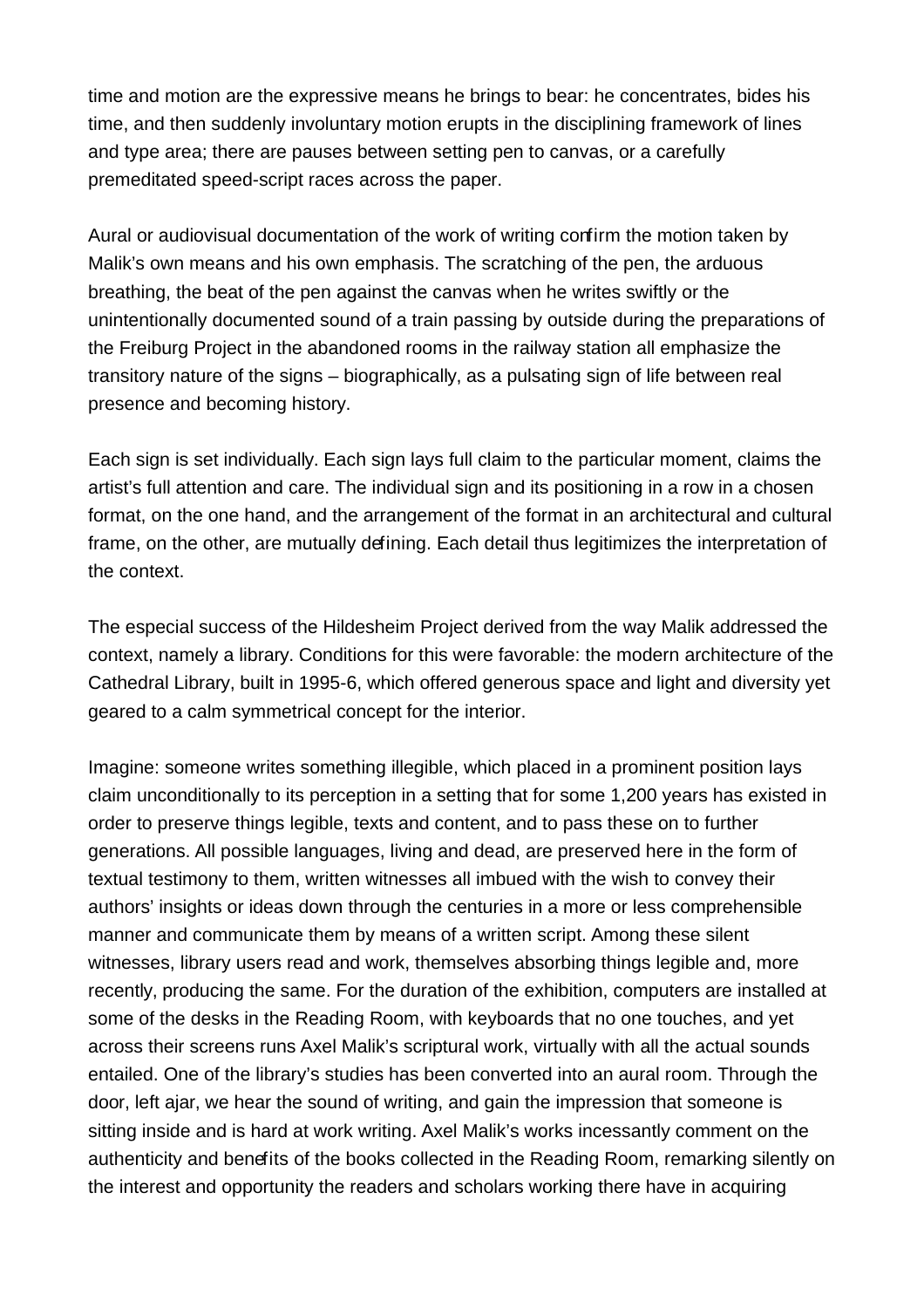time and motion are the expressive means he brings to bear: he concentrates, bides his time, and then suddenly involuntary motion erupts in the disciplining framework of lines and type area; there are pauses between setting pen to canvas, or a carefully premeditated speed-script races across the paper.

Aural or audiovisual documentation of the work of writing confirm the motion taken by Malik's own means and his own emphasis. The scratching of the pen, the arduous breathing, the beat of the pen against the canvas when he writes swiftly or the unintentionally documented sound of a train passing by outside during the preparations of the Freiburg Project in the abandoned rooms in the railway station all emphasize the transitory nature of the signs – biographically, as a pulsating sign of life between real presence and becoming history.

Each sign is set individually. Each sign lays full claim to the particular moment, claims the artist's full attention and care. The individual sign and its positioning in a row in a chosen format, on the one hand, and the arrangement of the format in an architectural and cultural frame, on the other, are mutually defining. Each detail thus legitimizes the interpretation of the context.

The especial success of the Hildesheim Project derived from the way Malik addressed the context, namely a library. Conditions for this were favorable: the modern architecture of the Cathedral Library, built in 1995-6, which offered generous space and light and diversity yet geared to a calm symmetrical concept for the interior.

Imagine: someone writes something illegible, which placed in a prominent position lays claim unconditionally to its perception in a setting that for some 1,200 years has existed in order to preserve things legible, texts and content, and to pass these on to further generations. All possible languages, living and dead, are preserved here in the form of textual testimony to them, written witnesses all imbued with the wish to convey their authors' insights or ideas down through the centuries in a more or less comprehensible manner and communicate them by means of a written script. Among these silent witnesses, library users read and work, themselves absorbing things legible and, more recently, producing the same. For the duration of the exhibition, computers are installed at some of the desks in the Reading Room, with keyboards that no one touches, and yet across their screens runs Axel Malik's scriptural work, virtually with all the actual sounds entailed. One of the library's studies has been converted into an aural room. Through the door, left ajar, we hear the sound of writing, and gain the impression that someone is sitting inside and is hard at work writing. Axel Malik's works incessantly comment on the authenticity and benefits of the books collected in the Reading Room, remarking silently on the interest and opportunity the readers and scholars working there have in acquiring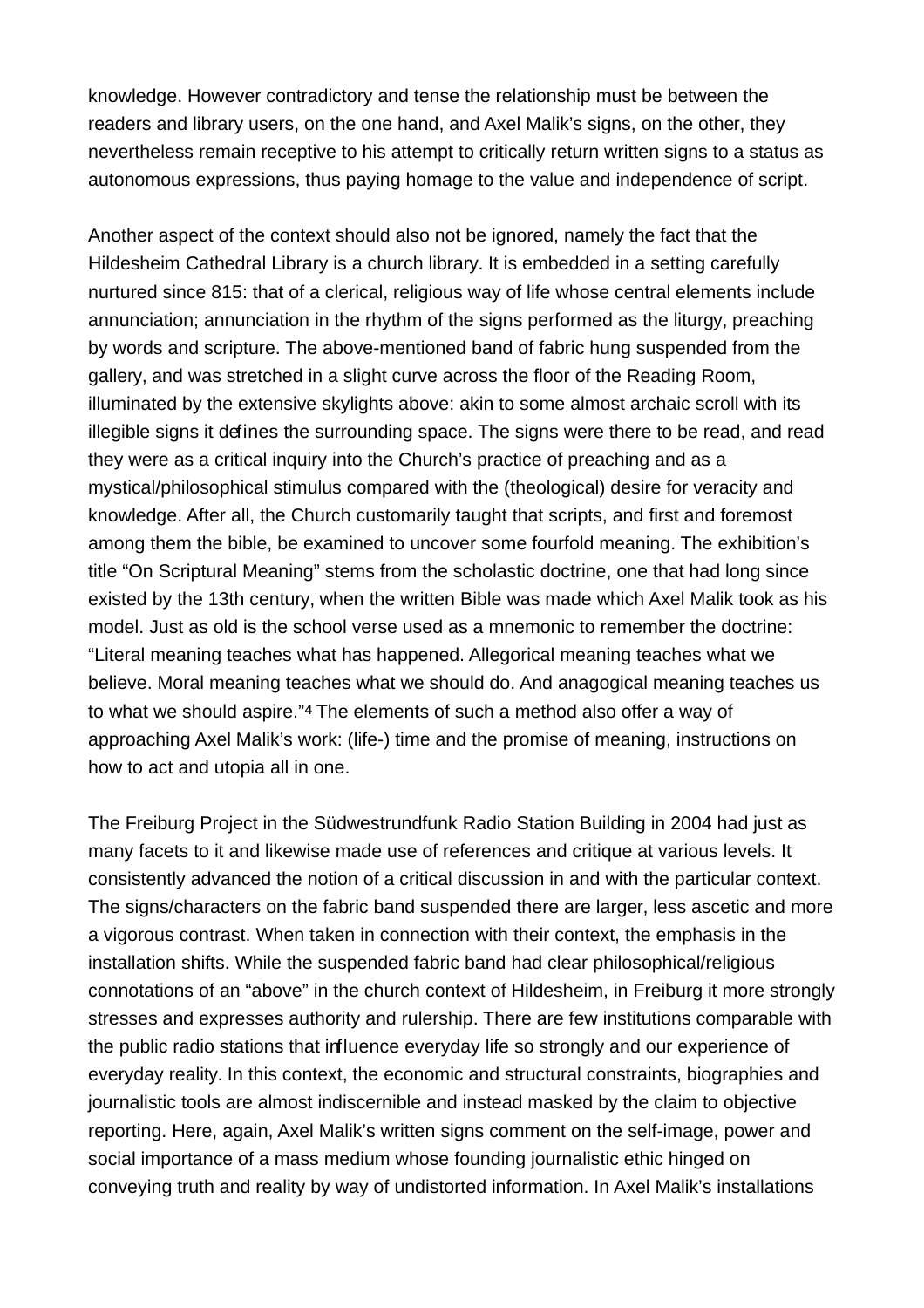knowledge. However contradictory and tense the relationship must be between the readers and library users, on the one hand, and Axel Malik's signs, on the other, they nevertheless remain receptive to his attempt to critically return written signs to a status as autonomous expressions, thus paying homage to the value and independence of script.

Another aspect of the context should also not be ignored, namely the fact that the Hildesheim Cathedral Library is a church library. It is embedded in a setting carefully nurtured since 815: that of a clerical, religious way of life whose central elements include annunciation; annunciation in the rhythm of the signs performed as the liturgy, preaching by words and scripture. The above-mentioned band of fabric hung suspended from the gallery, and was stretched in a slight curve across the floor of the Reading Room, illuminated by the extensive skylights above: akin to some almost archaic scroll with its illegible signs it defines the surrounding space. The signs were there to be read, and read they were as a critical inquiry into the Church's practice of preaching and as a mystical/philosophical stimulus compared with the (theological) desire for veracity and knowledge. After all, the Church customarily taught that scripts, and first and foremost among them the bible, be examined to uncover some fourfold meaning. The exhibition's title "On Scriptural Meaning" stems from the scholastic doctrine, one that had long since existed by the 13th century, when the written Bible was made which Axel Malik took as his model. Just as old is the school verse used as a mnemonic to remember the doctrine: "Literal meaning teaches what has happened. Allegorical meaning teaches what we believe. Moral meaning teaches what we should do. And anagogical meaning teaches us to what we should aspire."[4] The elements of such a method also offer a way of approaching Axel Malik's work: (life-) time and the promise of meaning, instructions on how to act and utopia all in one.

The Freiburg Project in the Südwestrundfunk Radio Station Building in 2004 had just as many facets to it and likewise made use of references and critique at various levels. It consistently advanced the notion of a critical discussion in and with the particular context. The signs/characters on the fabric band suspended there are larger, less ascetic and more a vigorous contrast. When taken in connection with their context, the emphasis in the installation shifts. While the suspended fabric band had clear philosophical/religious connotations of an "above" in the church context of Hildesheim, in Freiburg it more strongly stresses and expresses authority and rulership. There are few institutions comparable with the public radio stations that influence everyday life so strongly and our experience of everyday reality. In this context, the economic and structural constraints, biographies and journalistic tools are almost indiscernible and instead masked by the claim to objective reporting. Here, again, Axel Malik's written signs comment on the self-image, power and social importance of a mass medium whose founding journalistic ethic hinged on conveying truth and reality by way of undistorted information. In Axel Malik's installations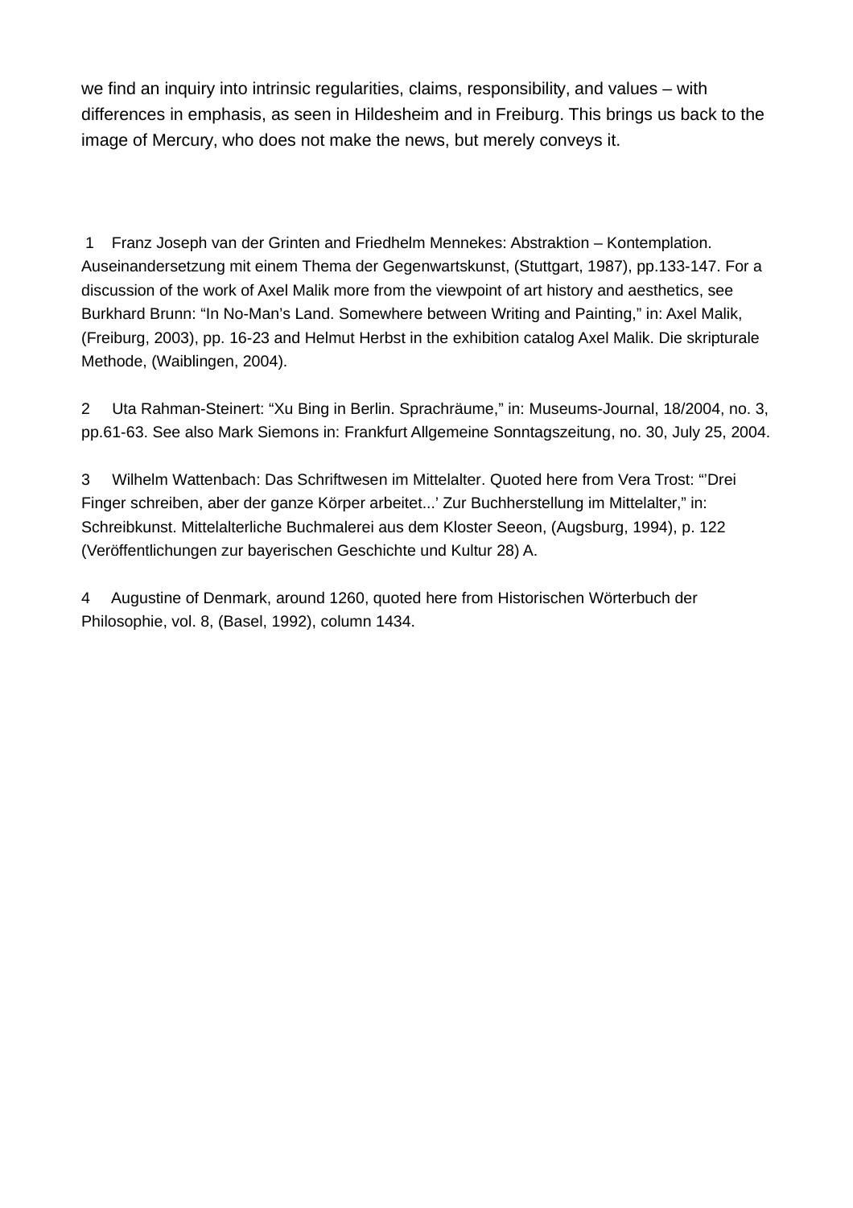we find an inquiry into intrinsic regularities, claims, responsibility, and values – with differences in emphasis, as seen in Hildesheim and in Freiburg. This brings us back to the image of Mercury, who does not make the news, but merely conveys it.

1 Franz Joseph van der Grinten and Friedhelm Mennekes: Abstraktion – Kontemplation. Auseinandersetzung mit einem Thema der Gegenwartskunst, (Stuttgart, 1987), pp.133-147. For a discussion of the work of Axel Malik more from the viewpoint of art history and aesthetics, see Burkhard Brunn: “In No-Man’s Land. Somewhere between Writing and Painting,” in: Axel Malik, (Freiburg, 2003), pp. 16-23 and Helmut Herbst in the exhibition catalog Axel Malik. Die skripturale Methode, (Waiblingen, 2004).

2 Uta Rahman-Steinert: “Xu Bing in Berlin. Sprachräume,” in: Museums-Journal, 18/2004, no. 3, pp.61-63. See also Mark Siemons in: Frankfurt Allgemeine Sonntagszeitung, no. 30, July 25, 2004.

3 Wilhelm Wattenbach: Das Schriftwesen im Mittelalter. Quoted here from Vera Trost: “’Drei Finger schreiben, aber der ganze Körper arbeitet...’ Zur Buchherstellung im Mittelalter,” in: Schreibkunst. Mittelalterliche Buchmalerei aus dem Kloster Seeon, (Augsburg, 1994), p. 122 (Veröffentlichungen zur bayerischen Geschichte und Kultur 28) A.

4 Augustine of Denmark, around 1260, quoted here from Historischen Wörterbuch der Philosophie, vol. 8, (Basel, 1992), column 1434.